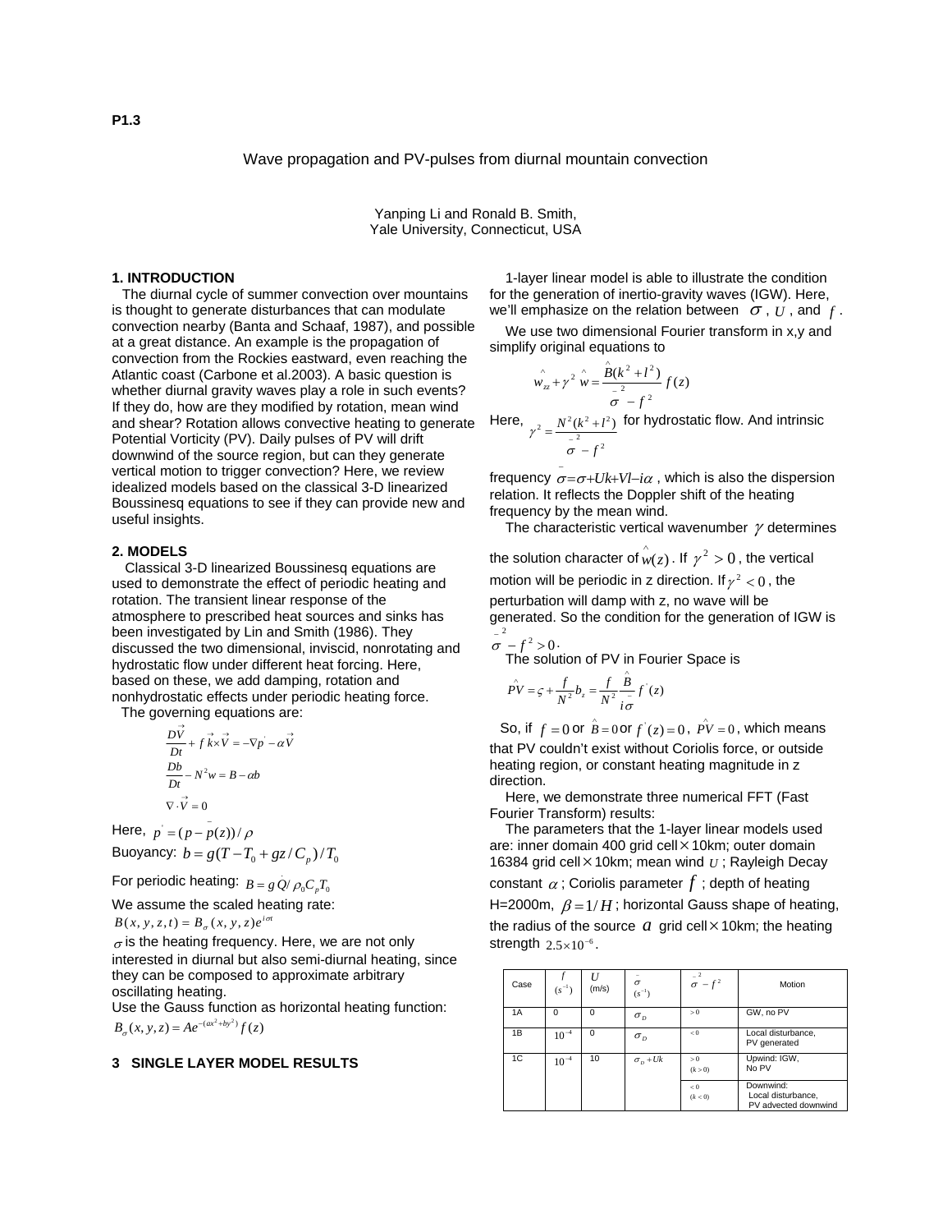**P1.3**

# Wave propagation and PV-pulses from diurnal mountain convection

Yanping Li and Ronald B. Smith,
Yale University, Connecticut, USA

## 1. INTRODUCTION

The diurnal cycle of summer convection over mountains is thought to generate disturbances that can modulate convection nearby (Banta and Schaaf, 1987), and possible at a great distance. An example is the propagation of convection from the Rockies eastward, even reaching the Atlantic coast (Carbone et al.2003). A basic question is whether diurnal gravity waves play a role in such events? If they do, how are they modified by rotation, mean wind and shear? Rotation allows convective heating to generate Potential Vorticity (PV). Daily pulses of PV will drift downwind of the source region, but can they generate vertical motion to trigger convection? Here, we review idealized models based on the classical 3-D linearized Boussinesq equations to see if they can provide new and useful insights.

## 2. MODELS

Classical 3-D linearized Boussinesq equations are used to demonstrate the effect of periodic heating and rotation. The transient linear response of the atmosphere to prescribed heat sources and sinks has been investigated by Lin and Smith (1986). They discussed the two dimensional, inviscid, nonrotating and hydrostatic flow under different heat forcing. Here, based on these, we add damping, rotation and nonhydrostatic effects under periodic heating force.

The governing equations are:

$$\frac{D\vec{V}}{Dt} + f\vec{k}\times\vec{V} = -\nabla p' - \alpha\vec{V}$$

$$\frac{Db}{Dt} - N^2 w = B - \alpha b$$

$$\nabla\cdot\vec{V} = 0$$

Here, $p' = (p - \bar{p}(z))/\rho$

Buoyancy: $b = g(T - T_0 + gz/C_p)/T_0$

For periodic heating: $B = g\dot{Q}/\rho_0 C_p T_0$

We assume the scaled heating rate:

$B(x,y,z,t) = B_\sigma(x,y,z)e^{i\sigma t}$

$\sigma$ is the heating frequency. Here, we are not only interested in diurnal but also semi-diurnal heating, since they can be composed to approximate arbitrary oscillating heating.

Use the Gauss function as horizontal heating function:

$B_\sigma(x,y,z) = Ae^{-(ax^2+by^2)}f(z)$

## 3 SINGLE LAYER MODEL RESULTS

1-layer linear model is able to illustrate the condition for the generation of inertio-gravity waves (IGW). Here, we'll emphasize on the relation between $\sigma$, $U$, and $f$.

We use two dimensional Fourier transform in x,y and simplify original equations to

$$\hat{w}_{zz} + \gamma^2\hat{w} = \frac{\hat{B}(k^2+l^2)}{\bar{\sigma}^2 - f^2}f(z)$$

Here, $\gamma^2 = \frac{N^2(k^2+l^2)}{\bar{\sigma}^2 - f^2}$ for hydrostatic flow. And intrinsic frequency $\bar{\sigma} = \sigma + Uk + Vl - i\alpha$, which is also the dispersion relation. It reflects the Doppler shift of the heating frequency by the mean wind.

The characteristic vertical wavenumber $\gamma$ determines the solution character of $\hat{w}(z)$. If $\gamma^2 > 0$, the vertical motion will be periodic in z direction. If $\gamma^2 < 0$, the perturbation will damp with z, no wave will be generated. So the condition for the generation of IGW is $\bar{\sigma}^2 - f^2 > 0$.

The solution of PV in Fourier Space is

$$\hat{PV} = \varsigma + \frac{f}{N^2}b_z = \frac{f}{N^2}\frac{\hat{B}}{i\bar{\sigma}}f'(z)$$

So, if $f = 0$ or $\hat{B} = 0$ or $f'(z) = 0$, $\hat{PV} = 0$, which means that PV couldn't exist without Coriolis force, or outside heating region, or constant heating magnitude in z direction.

Here, we demonstrate three numerical FFT (Fast Fourier Transform) results:

The parameters that the 1-layer linear models used are: inner domain 400 grid cell×10km; outer domain 16384 grid cell×10km; mean wind $U$; Rayleigh Decay constant $\alpha$; Coriolis parameter $f$; depth of heating H=2000m, $\beta = 1/H$; horizontal Gauss shape of heating, the radius of the source $a$ grid cell×10km; the heating strength $2.5\times10^{-6}$.

| Case | $f$ $(s^{-1})$ | $U$ (m/s) | $\bar{\sigma}$ $(s^{-1})$ | $\bar{\sigma}^2 - f^2$ | Motion |
|---|---|---|---|---|---|
| 1A | 0 | 0 | $\sigma_D$ | $>0$ | GW, no PV |
| 1B | $10^{-4}$ | 0 | $\sigma_D$ | $<0$ | Local disturbance, PV generated |
| 1C | $10^{-4}$ | 10 | $\sigma_D + Uk$ | $>0$ $(k>0)$ | Upwind: IGW, No PV |
| | | | | $<0$ $(k<0)$ | Downwind: Local disturbance, PV advected downwind |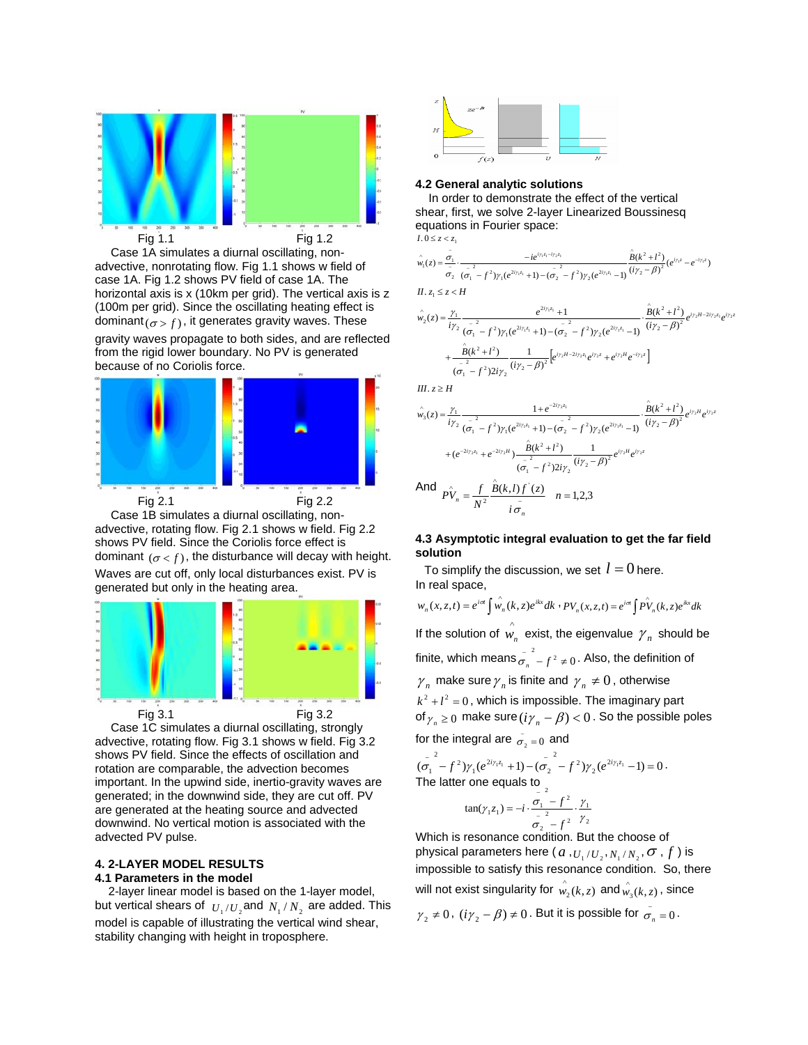Fig 1.1 Fig 1.2

Case 1A simulates a diurnal oscillating, non-advective, nonrotating flow. Fig 1.1 shows w field of case 1A. Fig 1.2 shows PV field of case 1A. The horizontal axis is x (10km per grid). The vertical axis is z (100m per grid). Since the oscillating heating effect is dominant $(\sigma > f)$, it generates gravity waves. These gravity waves propagate to both sides, and are reflected from the rigid lower boundary. No PV is generated because of no Coriolis force.

Fig 2.1 Fig 2.2

Case 1B simulates a diurnal oscillating, non-advective, rotating flow. Fig 2.1 shows w field. Fig 2.2 shows PV field. Since the Coriolis force effect is dominant $(\sigma < f)$, the disturbance will decay with height. Waves are cut off, only local disturbances exist. PV is generated but only in the heating area.

Fig 3.1 Fig 3.2

Case 1C simulates a diurnal oscillating, strongly advective, rotating flow. Fig 3.1 shows w field. Fig 3.2 shows PV field. Since the effects of oscillation and rotation are comparable, the advection becomes important. In the upwind side, inertio-gravity waves are generated; in the downwind side, they are cut off. PV are generated at the heating source and advected downwind. No vertical motion is associated with the advected PV pulse.

## 4. 2-LAYER MODEL RESULTS

### 4.1 Parameters in the model

2-layer linear model is based on the 1-layer model, but vertical shears of $U_1/U_2$ and $N_1/N_2$ are added. This model is capable of illustrating the vertical wind shear, stability changing with height in troposphere.

### 4.2 General analytic solutions

In order to demonstrate the effect of the vertical shear, first, we solve 2-layer Linearized Boussinesq equations in Fourier space:

$I.\ 0 \le z < z_1$

$$\hat{w}_1(z) = \frac{\bar{\sigma}_1}{\bar{\sigma}_2} \cdot \frac{-ie^{i\gamma_1 z_1 - i\gamma_2 z_1}}{(\bar{\sigma}_1^2 - f^2)\gamma_1(e^{2i\gamma_1 z_1}+1) - (\bar{\sigma}_2^2 - f^2)\gamma_2(e^{2i\gamma_1 z_1}-1)} \cdot \frac{\hat{B}(k^2+l^2)}{(i\gamma_2 - \beta)^2}(e^{i\gamma_1 z} - e^{-i\gamma_1 z})$$

$II.\ z_1 \le z < H$

$$\hat{w}_2(z) = \frac{\gamma_1}{i\gamma_2} \frac{e^{2i\gamma_1 z_1}+1}{(\bar{\sigma}_1^2 - f^2)\gamma_1(e^{2i\gamma_1 z_1}+1) - (\bar{\sigma}_2^2 - f^2)\gamma_2(e^{2i\gamma_1 z_1}-1)} \cdot \frac{\hat{B}(k^2+l^2)}{(i\gamma_2 - \beta)^2} e^{i\gamma_2 H - 2i\gamma_2 z_1} e^{i\gamma_2 z}$$
$$+ \frac{\hat{B}(k^2+l^2)}{(\bar{\sigma}_1^2 - f^2)2i\gamma_2} \frac{1}{(i\gamma_2 - \beta)^2}\left[e^{i\gamma_2 H - 2i\gamma_2 z_1} e^{i\gamma_2 z} + e^{i\gamma_2 H} e^{-i\gamma_2 z}\right]$$

$III.\ z \ge H$

$$\hat{w}_3(z) = \frac{\gamma_1}{i\gamma_2} \frac{1+e^{-2i\gamma_2 z_1}}{(\bar{\sigma}_1^2 - f^2)\gamma_1(e^{2i\gamma_1 z_1}+1) - (\bar{\sigma}_2^2 - f^2)\gamma_2(e^{2i\gamma_1 z_1}-1)} \cdot \frac{\hat{B}(k^2+l^2)}{(i\gamma_2 - \beta)^2} e^{i\gamma_2 H} e^{i\gamma_2 z}$$
$$+ (e^{-2i\gamma_2 z_1} + e^{-2i\gamma_2 H}) \frac{\hat{B}(k^2+l^2)}{(\bar{\sigma}_1^2 - f^2)2i\gamma_2} \frac{1}{(i\gamma_2 - \beta)^2} e^{i\gamma_2 H} e^{i\gamma_2 z}$$

And
$$\hat{PV}_n = \frac{f}{N^2} \frac{\hat{B}(k,l) f'(z)}{i\bar{\sigma}_n} \qquad n = 1,2,3$$

### 4.3 Asymptotic integral evaluation to get the far field solution

To simplify the discussion, we set $l = 0$ here.

In real space,

$$w_n(x,z,t) = e^{i\sigma t}\int \hat{w}_n(k,z)e^{ikx}dk\ ,\ PV_n(x,z,t) = e^{i\sigma t}\int \hat{PV}_n(k,z)e^{ikx}dk$$

If the solution of $\hat{w}_n$ exist, the eigenvalue $\gamma_n$ should be finite, which means $\bar{\sigma}_n^2 - f^2 \ne 0$. Also, the definition of $\gamma_n$ make sure $\gamma_n$ is finite and $\gamma_n \ne 0$, otherwise $k^2 + l^2 = 0$, which is impossible. The imaginary part of $\gamma_n \ge 0$ make sure $(i\gamma_n - \beta) < 0$. So the possible poles for the integral are $\bar{\sigma}_2 = 0$ and

$$(\bar{\sigma}_1^2 - f^2)\gamma_1(e^{2i\gamma_1 z_1}+1) - (\bar{\sigma}_2^2 - f^2)\gamma_2(e^{2i\gamma_1 z_1}-1) = 0.$$

The latter one equals to

$$\tan(\gamma_1 z_1) = -i \cdot \frac{\bar{\sigma}_1^2 - f^2}{\bar{\sigma}_2^2 - f^2} \cdot \frac{\gamma_1}{\gamma_2}$$

Which is resonance condition. But the choose of physical parameters here ($a$, $U_1/U_2$, $N_1/N_2$, $\sigma$, $f$) is impossible to satisfy this resonance condition. So, there will not exist singularity for $\hat{w}_2(k,z)$ and $\hat{w}_3(k,z)$, since $\gamma_2 \ne 0$, $(i\gamma_2 - \beta) \ne 0$. But it is possible for $\bar{\sigma}_n = 0$.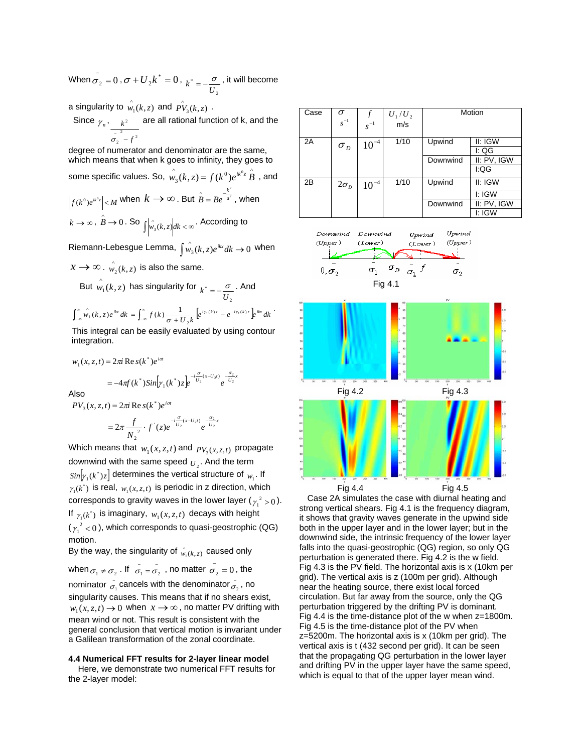When $\bar{\sigma}_2 = 0$, $\sigma + U_2 k^* = 0$, $k^* = -\frac{\sigma}{U_2}$, it will become a singularity to $\hat{w}_1(k,z)$ and $\hat{PV}_3(k,z)$.

Since $\gamma_n$, $\frac{k^2}{\bar{\sigma}_2^{\,2} - f^2}$ are all rational function of k, and the degree of numerator and denominator are the same, which means that when k goes to infinity, they goes to some specific values. So, $\hat{w}_3(k,z) = f(k^0) e^{ik^0 z} \hat{B}$, and $\left| f(k^0) e^{ik^0 z} \right| < M$ when $k \to \infty$. But $\hat{B} = B e^{-\frac{k^2}{a^2}}$, when $k \to \infty$, $\hat{B} \to 0$. So $\int \left| \hat{w}_3(k,z) \right| dk < \infty$. According to Riemann-Lebesgue Lemma, $\int \hat{w}_3(k,z) e^{ikx} dk \to 0$ when $x \to \infty$. $\hat{w}_2(k,z)$ is also the same.

But $\hat{w}_1(k,z)$ has singularity for $k^* = -\frac{\sigma}{U_2}$. And

$$\int_{-\infty}^{\infty} \hat{w}_1(k,z) e^{ikx} dk = \int_{-\infty}^{\infty} f(k) \frac{1}{\sigma + U_2 k} \left[ e^{i\gamma_1(k) z} - e^{-i\gamma_1(k) z} \right] e^{ikx} dk$$

This integral can be easily evaluated by using contour integration.

$$w_1(x,z,t) = 2\pi i \operatorname{Res}(k^*) e^{i\sigma t}$$
$$= -4\pi f(k^*) Sin\left[\gamma_1(k^*) z\right] e^{-i\frac{\sigma}{U_2}(x - U_2 t)} e^{-\frac{\alpha_2}{U_2} x}$$

Also

$$PV_3(x,z,t) = 2\pi i \operatorname{Res}(k^*) e^{i\sigma t}$$
$$= 2\pi \frac{f}{N_2^{\,2}} \cdot f'(z) e^{-i\frac{\sigma}{U_2}(x - U_2 t)} e^{-\frac{\alpha_2}{U_2} x}$$

Which means that $w_1(x,z,t)$ and $PV_3(x,z,t)$ propagate downwind with the same speed $U_2$. And the term $Sin\left[\gamma_1(k^*) z\right]$ determines the vertical structure of $w_1$. If $\gamma_1(k^*)$ is real, $w_1(x,z,t)$ is periodic in z direction, which corresponds to gravity waves in the lower layer ($\gamma_1^{\,2} > 0$). If $\gamma_1(k^*)$ is imaginary, $w_1(x,z,t)$ decays with height ($\gamma_1^{\,2} < 0$), which corresponds to quasi-geostrophic (QG) motion.

By the way, the singularity of $\hat{w}_1(k,z)$ caused only when $\bar{\sigma}_1 \neq \bar{\sigma}_2$. If $\bar{\sigma}_1 = \bar{\sigma}_2$, no matter $\bar{\sigma}_2 = 0$, the nominator $\bar{\sigma}_1$ cancels with the denominator $\bar{\sigma}_2$, no singularity causes. This means that if no shears exist, $w_1(x,z,t) \to 0$ when $x \to \infty$, no matter PV drifting with mean wind or not. This result is consistent with the general conclusion that vertical motion is invariant under a Galilean transformation of the zonal coordinate.

### 4.4 Numerical FFT results for 2-layer linear model

Here, we demonstrate two numerical FFT results for the 2-layer model:

| Case | $\sigma$ $s^{-1}$ | $f$ $s^{-1}$ | $U_1/U_2$ m/s | Motion | |
|---|---|---|---|---|---|
| 2A | $\sigma_D$ | $10^{-4}$ | 1/10 | Upwind | II: IGW |
| | | | | | I: QG |
| | | | | Downwind | II: PV, IGW |
| | | | | | I:QG |
| 2B | $2\sigma_D$ | $10^{-4}$ | 1/10 | Upwind | II: IGW |
| | | | | | I: IGW |
| | | | | Downwind | II: PV, IGW |
| | | | | | I: IGW |

Fig 4.1

Fig 4.2

Fig 4.3

Fig 4.4

Fig 4.5

Case 2A simulates the case with diurnal heating and strong vertical shears. Fig 4.1 is the frequency diagram, it shows that gravity waves generate in the upwind side both in the upper layer and in the lower layer; but in the downwind side, the intrinsic frequency of the lower layer falls into the quasi-geostrophic (QG) region, so only QG perturbation is generated there. Fig 4.2 is the w field. Fig 4.3 is the PV field. The horizontal axis is x (10km per grid). The vertical axis is z (100m per grid). Although near the heating source, there exist local forced circulation. But far away from the source, only the QG perturbation triggered by the drifting PV is dominant. Fig 4.4 is the time-distance plot of the w when z=1800m. Fig 4.5 is the time-distance plot of the PV when z=5200m. The horizontal axis is x (10km per grid). The vertical axis is t (432 second per grid). It can be seen that the propagating QG perturbation in the lower layer and drifting PV in the upper layer have the same speed, which is equal to that of the upper layer mean wind.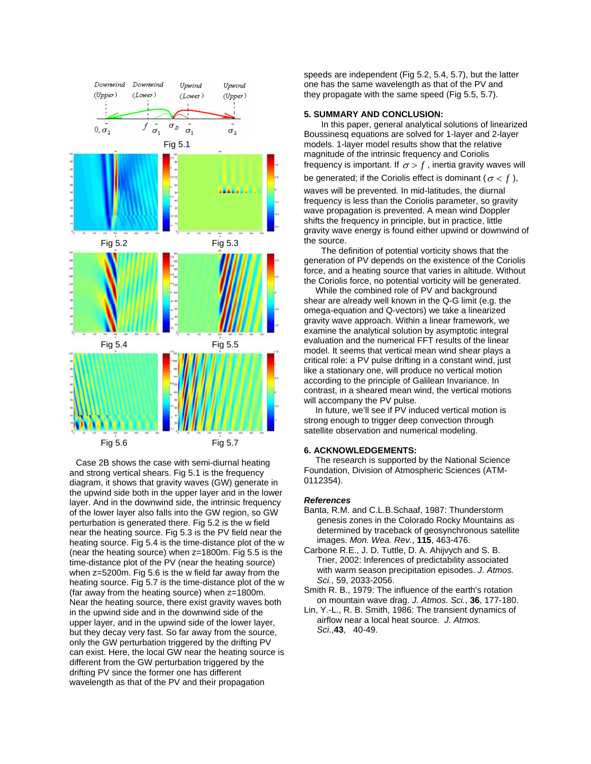Downwind (Upper) Downwind (Lower) Upwind (Lower) Upwind (Upper)

$0, \bar{\sigma}_2$ $f$ $\bar{\sigma}_1$ $\sigma_D$ $\bar{\sigma}_1$ $\bar{\sigma}_2$

Fig 5.1

Fig 5.2

Fig 5.3

Fig 5.4

Fig 5.5

Fig 5.6

Fig 5.7

Case 2B shows the case with semi-diurnal heating and strong vertical shears. Fig 5.1 is the frequency diagram, it shows that gravity waves (GW) generate in the upwind side both in the upper layer and in the lower layer. And in the downwind side, the intrinsic frequency of the lower layer also falls into the GW region, so GW perturbation is generated there. Fig 5.2 is the w field near the heating source. Fig 5.3 is the PV field near the heating source. Fig 5.4 is the time-distance plot of the w (near the heating source) when z=1800m. Fig 5.5 is the time-distance plot of the PV (near the heating source) when z=5200m. Fig 5.6 is the w field far away from the heating source. Fig 5.7 is the time-distance plot of the w (far away from the heating source) when z=1800m. Near the heating source, there exist gravity waves both in the upwind side and in the downwind side of the upper layer, and in the upwind side of the lower layer, but they decay very fast. So far away from the source, only the GW perturbation triggered by the drifting PV can exist. Here, the local GW near the heating source is different from the GW perturbation triggered by the drifting PV since the former one has different wavelength as that of the PV and their propagation speeds are independent (Fig 5.2, 5.4, 5.7), but the latter one has the same wavelength as that of the PV and they propagate with the same speed (Fig 5.5, 5.7).

## 5. SUMMARY AND CONCLUSION:

In this paper, general analytical solutions of linearized Boussinesq equations are solved for 1-layer and 2-layer models. 1-layer model results show that the relative magnitude of the intrinsic frequency and Coriolis frequency is important. If $\sigma > f$, inertia gravity waves will be generated; if the Coriolis effect is dominant ($\sigma < f$), waves will be prevented. In mid-latitudes, the diurnal frequency is less than the Coriolis parameter, so gravity wave propagation is prevented. A mean wind Doppler shifts the frequency in principle, but in practice, little gravity wave energy is found either upwind or downwind of the source.

The definition of potential vorticity shows that the generation of PV depends on the existence of the Coriolis force, and a heating source that varies in altitude. Without the Coriolis force, no potential vorticity will be generated.

While the combined role of PV and background shear are already well known in the Q-G limit (e.g. the omega-equation and Q-vectors) we take a linearized gravity wave approach. Within a linear framework, we examine the analytical solution by asymptotic integral evaluation and the numerical FFT results of the linear model. It seems that vertical mean wind shear plays a critical role: a PV pulse drifting in a constant wind, just like a stationary one, will produce no vertical motion according to the principle of Galilean Invariance. In contrast, in a sheared mean wind, the vertical motions will accompany the PV pulse.

In future, we'll see if PV induced vertical motion is strong enough to trigger deep convection through satellite observation and numerical modeling.

## 6. ACKNOWLEDGEMENTS:

The research is supported by the National Science Foundation, Division of Atmospheric Sciences (ATM-0112354).

### *References*

Banta, R.M. and C.L.B.Schaaf, 1987: Thunderstorm genesis zones in the Colorado Rocky Mountains as determined by traceback of geosynchronous satellite images. *Mon. Wea. Rev.*, **115**, 463-476.

Carbone R.E., J. D. Tuttle, D. A. Ahijvych and S. B. Trier, 2002: Inferences of predictability associated with warm season precipitation episodes. *J. Atmos. Sci.*, 59, 2033-2056.

Smith R. B., 1979: The influence of the earth's rotation on mountain wave drag. *J. Atmos. Sci.*, **36**, 177-180.

Lin, Y.-L., R. B. Smith, 1986: The transient dynamics of airflow near a local heat source. *J. Atmos. Sci*.,**43**, 40-49.